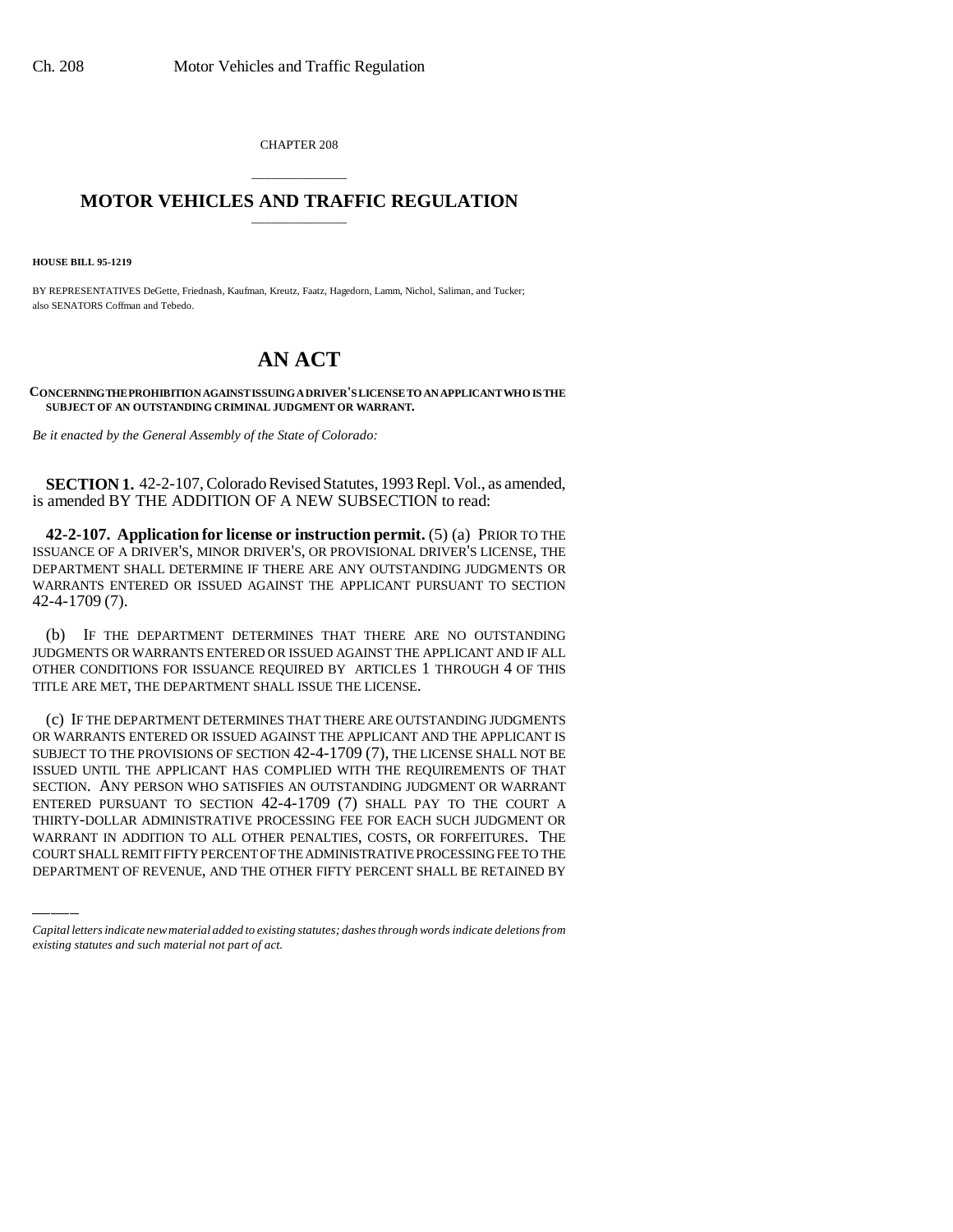CHAPTER 208

# MOTOR VEHICLES AND TRAFFIC REGULATION

**HOUSE BILL 95-1219**

BY REPRESENTATIVES DeGette, Friednash, Kaufman, Kreutz, Faatz, Hagedorn, Lamm, Nichol, Saliman, and Tucker; also SENATORS Coffman and Tebedo.

# AN ACT

**CONCERNING THE PROHIBITION AGAINST ISSUING A DRIVER'S LICENSE TO AN APPLICANT WHO IS THE SUBJECT OF AN OUTSTANDING CRIMINAL JUDGMENT OR WARRANT.**

*Be it enacted by the General Assembly of the State of Colorado:*

**SECTION 1.** 42-2-107, Colorado Revised Statutes, 1993 Repl. Vol., as amended, is amended BY THE ADDITION OF A NEW SUBSECTION to read:

**42-2-107. Application for license or instruction permit.** (5) (a) PRIOR TO THE ISSUANCE OF A DRIVER'S, MINOR DRIVER'S, OR PROVISIONAL DRIVER'S LICENSE, THE DEPARTMENT SHALL DETERMINE IF THERE ARE ANY OUTSTANDING JUDGMENTS OR WARRANTS ENTERED OR ISSUED AGAINST THE APPLICANT PURSUANT TO SECTION 42-4-1709 (7).

(b) IF THE DEPARTMENT DETERMINES THAT THERE ARE NO OUTSTANDING JUDGMENTS OR WARRANTS ENTERED OR ISSUED AGAINST THE APPLICANT AND IF ALL OTHER CONDITIONS FOR ISSUANCE REQUIRED BY ARTICLES 1 THROUGH 4 OF THIS TITLE ARE MET, THE DEPARTMENT SHALL ISSUE THE LICENSE.

(c) IF THE DEPARTMENT DETERMINES THAT THERE ARE OUTSTANDING JUDGMENTS OR WARRANTS ENTERED OR ISSUED AGAINST THE APPLICANT AND THE APPLICANT IS SUBJECT TO THE PROVISIONS OF SECTION 42-4-1709 (7), THE LICENSE SHALL NOT BE ISSUED UNTIL THE APPLICANT HAS COMPLIED WITH THE REQUIREMENTS OF THAT SECTION. ANY PERSON WHO SATISFIES AN OUTSTANDING JUDGMENT OR WARRANT ENTERED PURSUANT TO SECTION 42-4-1709 (7) SHALL PAY TO THE COURT A THIRTY-DOLLAR ADMINISTRATIVE PROCESSING FEE FOR EACH SUCH JUDGMENT OR WARRANT IN ADDITION TO ALL OTHER PENALTIES, COSTS, OR FORFEITURES. THE COURT SHALL REMIT FIFTY PERCENT OF THE ADMINISTRATIVE PROCESSING FEE TO THE DEPARTMENT OF REVENUE, AND THE OTHER FIFTY PERCENT SHALL BE RETAINED BY

*Capital letters indicate new material added to existing statutes; dashes through words indicate deletions from existing statutes and such material not part of act.*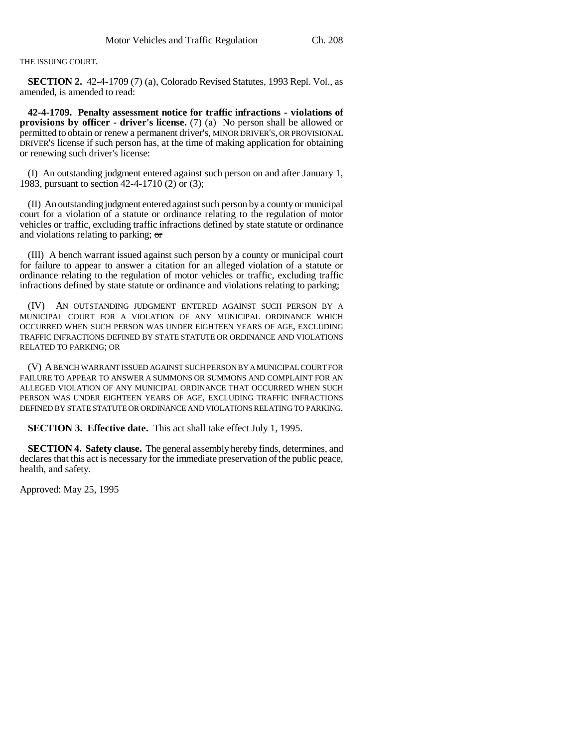THE ISSUING COURT.

**SECTION 2.** 42-4-1709 (7) (a), Colorado Revised Statutes, 1993 Repl. Vol., as amended, is amended to read:

**42-4-1709. Penalty assessment notice for traffic infractions - violations of provisions by officer - driver's license.** (7) (a) No person shall be allowed or permitted to obtain or renew a permanent driver's, MINOR DRIVER'S, OR PROVISIONAL DRIVER'S license if such person has, at the time of making application for obtaining or renewing such driver's license:

(I) An outstanding judgment entered against such person on and after January 1, 1983, pursuant to section 42-4-1710 (2) or (3);

(II) An outstanding judgment entered against such person by a county or municipal court for a violation of a statute or ordinance relating to the regulation of motor vehicles or traffic, excluding traffic infractions defined by state statute or ordinance and violations relating to parking; ~~or~~

(III) A bench warrant issued against such person by a county or municipal court for failure to appear to answer a citation for an alleged violation of a statute or ordinance relating to the regulation of motor vehicles or traffic, excluding traffic infractions defined by state statute or ordinance and violations relating to parking;

(IV) AN OUTSTANDING JUDGMENT ENTERED AGAINST SUCH PERSON BY A MUNICIPAL COURT FOR A VIOLATION OF ANY MUNICIPAL ORDINANCE WHICH OCCURRED WHEN SUCH PERSON WAS UNDER EIGHTEEN YEARS OF AGE, EXCLUDING TRAFFIC INFRACTIONS DEFINED BY STATE STATUTE OR ORDINANCE AND VIOLATIONS RELATED TO PARKING; OR

(V) A BENCH WARRANT ISSUED AGAINST SUCH PERSON BY A MUNICIPAL COURT FOR FAILURE TO APPEAR TO ANSWER A SUMMONS OR SUMMONS AND COMPLAINT FOR AN ALLEGED VIOLATION OF ANY MUNICIPAL ORDINANCE THAT OCCURRED WHEN SUCH PERSON WAS UNDER EIGHTEEN YEARS OF AGE, EXCLUDING TRAFFIC INFRACTIONS DEFINED BY STATE STATUTE OR ORDINANCE AND VIOLATIONS RELATING TO PARKING.

**SECTION 3. Effective date.** This act shall take effect July 1, 1995.

**SECTION 4. Safety clause.** The general assembly hereby finds, determines, and declares that this act is necessary for the immediate preservation of the public peace, health, and safety.

Approved: May 25, 1995